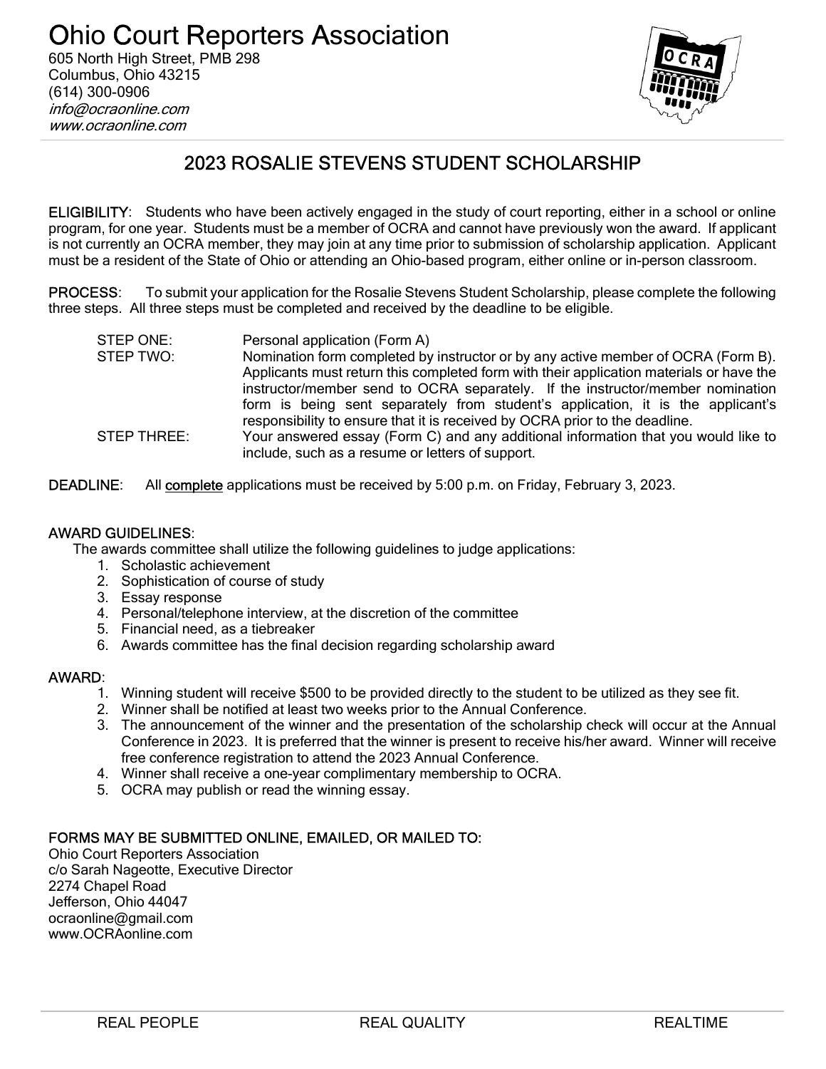# Ohio Court Reporters Association

605 North High Street, PMB 298
Columbus, Ohio 43215
(614) 300-0906
*info@ocraonline.com*
*www.ocraonline.com*

## 2023 ROSALIE STEVENS STUDENT SCHOLARSHIP

**ELIGIBILITY**: Students who have been actively engaged in the study of court reporting, either in a school or online program, for one year. Students must be a member of OCRA and cannot have previously won the award. If applicant is not currently an OCRA member, they may join at any time prior to submission of scholarship application. Applicant must be a resident of the State of Ohio or attending an Ohio-based program, either online or in-person classroom.

**PROCESS**: To submit your application for the Rosalie Stevens Student Scholarship, please complete the following three steps. All three steps must be completed and received by the deadline to be eligible.

STEP ONE: Personal application (Form A)

STEP TWO: Nomination form completed by instructor or by any active member of OCRA (Form B). Applicants must return this completed form with their application materials or have the instructor/member send to OCRA separately. If the instructor/member nomination form is being sent separately from student's application, it is the applicant's responsibility to ensure that it is received by OCRA prior to the deadline.

STEP THREE: Your answered essay (Form C) and any additional information that you would like to include, such as a resume or letters of support.

**DEADLINE**: All <u>complete</u> applications must be received by 5:00 p.m. on Friday, February 3, 2023.

**AWARD GUIDELINES**:

The awards committee shall utilize the following guidelines to judge applications:

1. Scholastic achievement
2. Sophistication of course of study
3. Essay response
4. Personal/telephone interview, at the discretion of the committee
5. Financial need, as a tiebreaker
6. Awards committee has the final decision regarding scholarship award

**AWARD**:

1. Winning student will receive $500 to be provided directly to the student to be utilized as they see fit.
2. Winner shall be notified at least two weeks prior to the Annual Conference.
3. The announcement of the winner and the presentation of the scholarship check will occur at the Annual Conference in 2023. It is preferred that the winner is present to receive his/her award. Winner will receive free conference registration to attend the 2023 Annual Conference.
4. Winner shall receive a one-year complimentary membership to OCRA.
5. OCRA may publish or read the winning essay.

**FORMS MAY BE SUBMITTED ONLINE, EMAILED, OR MAILED TO:**

Ohio Court Reporters Association
c/o Sarah Nageotte, Executive Director
2274 Chapel Road
Jefferson, Ohio 44047
ocraonline@gmail.com
www.OCRAonline.com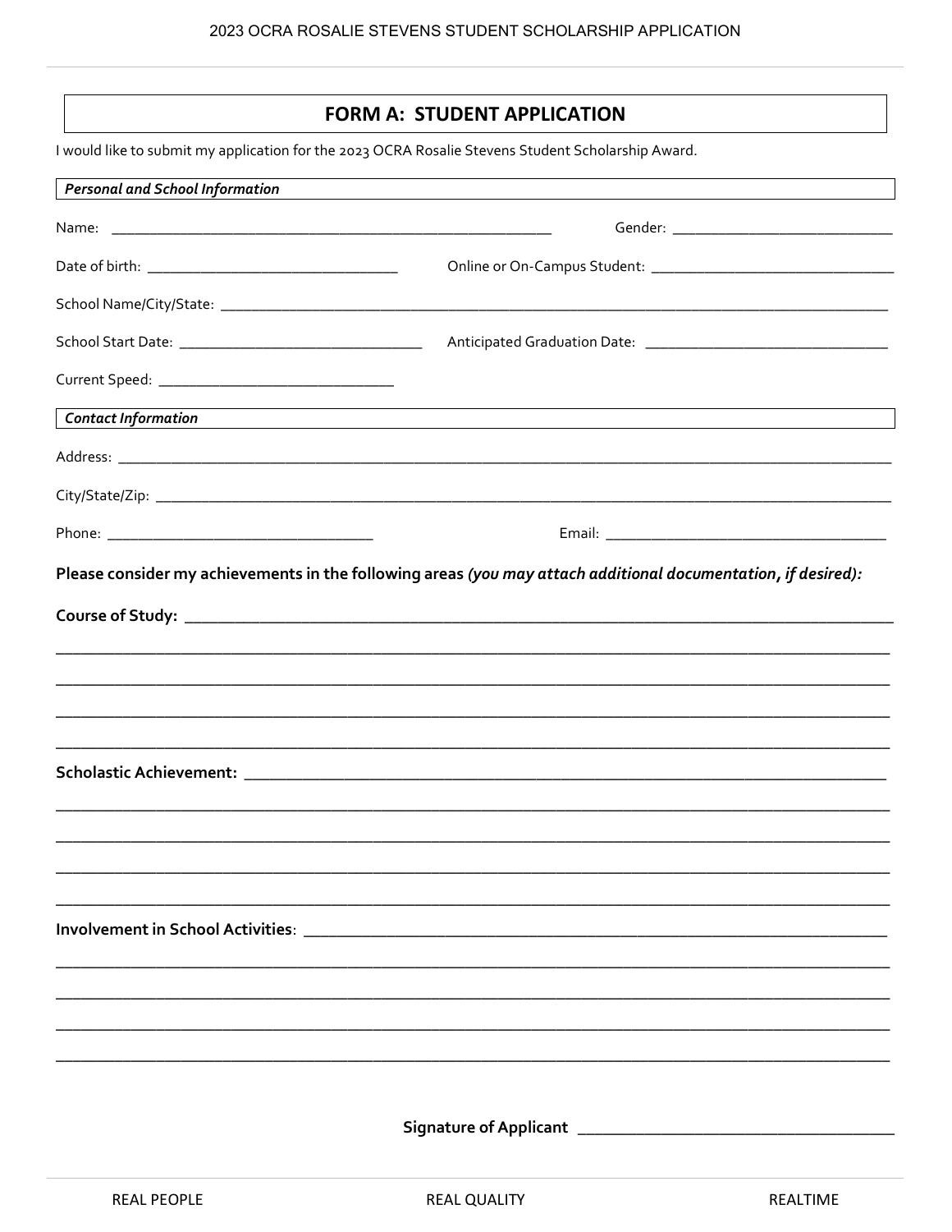# FORM A: STUDENT APPLICATION

I would like to submit my application for the 2023 OCRA Rosalie Stevens Student Scholarship Award.

***Personal and School Information***

Name: ______________________________ Gender: ______________________________

Date of birth: ______________________________ Online or On-Campus Student: ______________________________

School Name/City/State: ______________________________

School Start Date: ______________________________ Anticipated Graduation Date: ______________________________

Current Speed: ______________________________

***Contact Information***

Address: ______________________________

City/State/Zip: ______________________________

Phone: ______________________________ Email: ______________________________

**Please consider my achievements in the following areas *(you may attach additional documentation, if desired):***

**Course of Study:** ______________________________

______________________________

______________________________

______________________________

______________________________

**Scholastic Achievement:** ______________________________

______________________________

______________________________

______________________________

______________________________

**Involvement in School Activities**: ______________________________

______________________________

______________________________

______________________________

______________________________

**Signature of Applicant** ______________________________

REAL PEOPLE REAL QUALITY REALTIME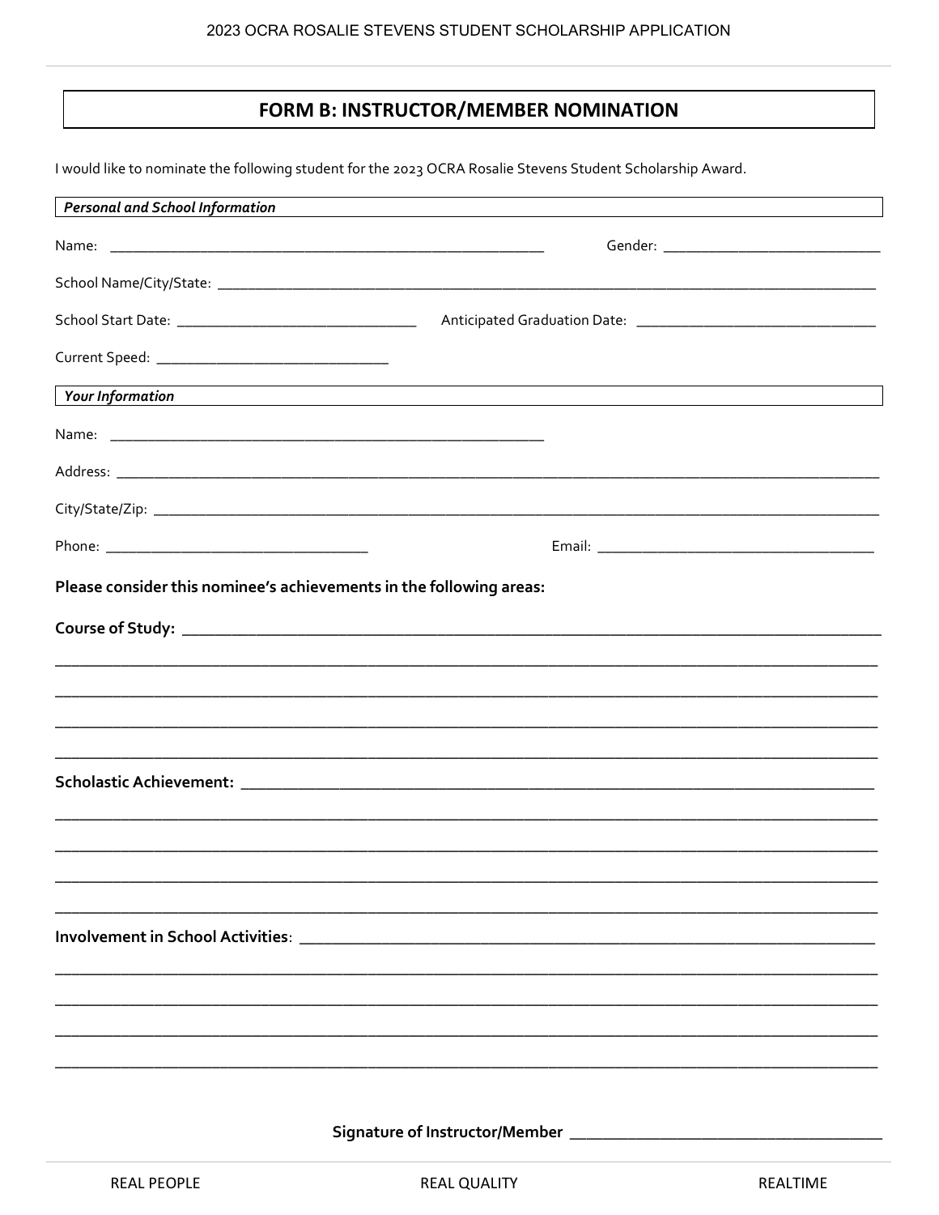## FORM B: INSTRUCTOR/MEMBER NOMINATION

I would like to nominate the following student for the 2023 OCRA Rosalie Stevens Student Scholarship Award.

***Personal and School Information***

Name: ____________________________________________ Gender: ______________________

School Name/City/State: ______________________________________________________________________

School Start Date: __________________________ Anticipated Graduation Date: __________________________

Current Speed: __________________________

***Your Information***

Name: ____________________________________________

Address: ______________________________________________________________________________

City/State/Zip: ____________________________________________________________________________

Phone: ____________________________ Email: ______________________________

**Please consider this nominee's achievements in the following areas:**

**Course of Study:** ______________________________________________________________________

______________________________________________________________________________________

______________________________________________________________________________________

______________________________________________________________________________________

______________________________________________________________________________________

**Scholastic Achievement:** _________________________________________________________________

______________________________________________________________________________________

______________________________________________________________________________________

______________________________________________________________________________________

______________________________________________________________________________________

**Involvement in School Activities**: ____________________________________________________________

______________________________________________________________________________________

______________________________________________________________________________________

______________________________________________________________________________________

______________________________________________________________________________________

**Signature of Instructor/Member** ______________________________

REAL PEOPLE REAL QUALITY REALTIME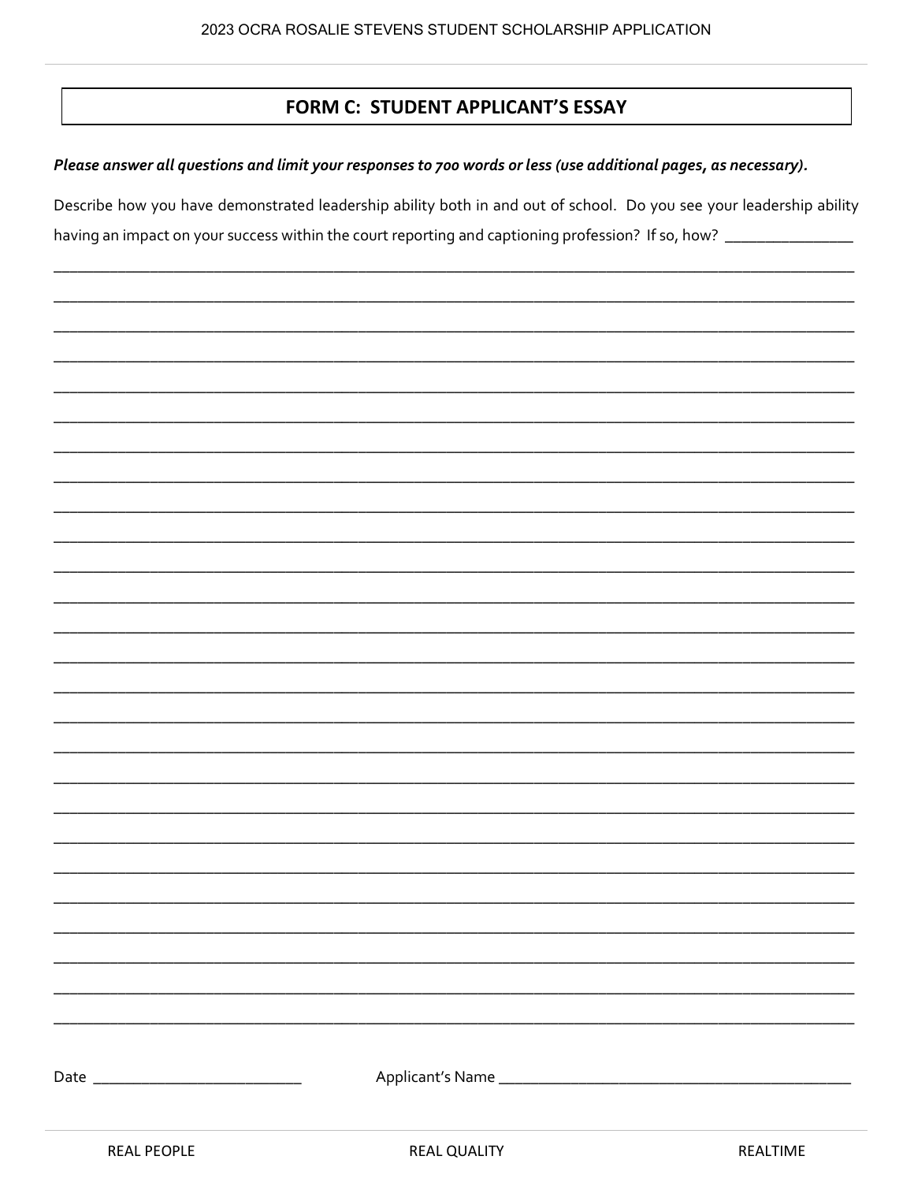## FORM C: STUDENT APPLICANT'S ESSAY

***Please answer all questions and limit your responses to 700 words or less (use additional pages, as necessary).***

Describe how you have demonstrated leadership ability both in and out of school. Do you see your leadership ability having an impact on your success within the court reporting and captioning profession? If so, how? ________________

______________________________________________________________________________________

______________________________________________________________________________________

______________________________________________________________________________________

______________________________________________________________________________________

______________________________________________________________________________________

______________________________________________________________________________________

______________________________________________________________________________________

______________________________________________________________________________________

______________________________________________________________________________________

______________________________________________________________________________________

______________________________________________________________________________________

______________________________________________________________________________________

______________________________________________________________________________________

______________________________________________________________________________________

______________________________________________________________________________________

______________________________________________________________________________________

______________________________________________________________________________________

______________________________________________________________________________________

______________________________________________________________________________________

______________________________________________________________________________________

______________________________________________________________________________________

______________________________________________________________________________________

______________________________________________________________________________________

______________________________________________________________________________________

______________________________________________________________________________________

______________________________________________________________________________________

Date ___________________________ Applicant's Name _____________________________________________

REAL PEOPLE REAL QUALITY REALTIME